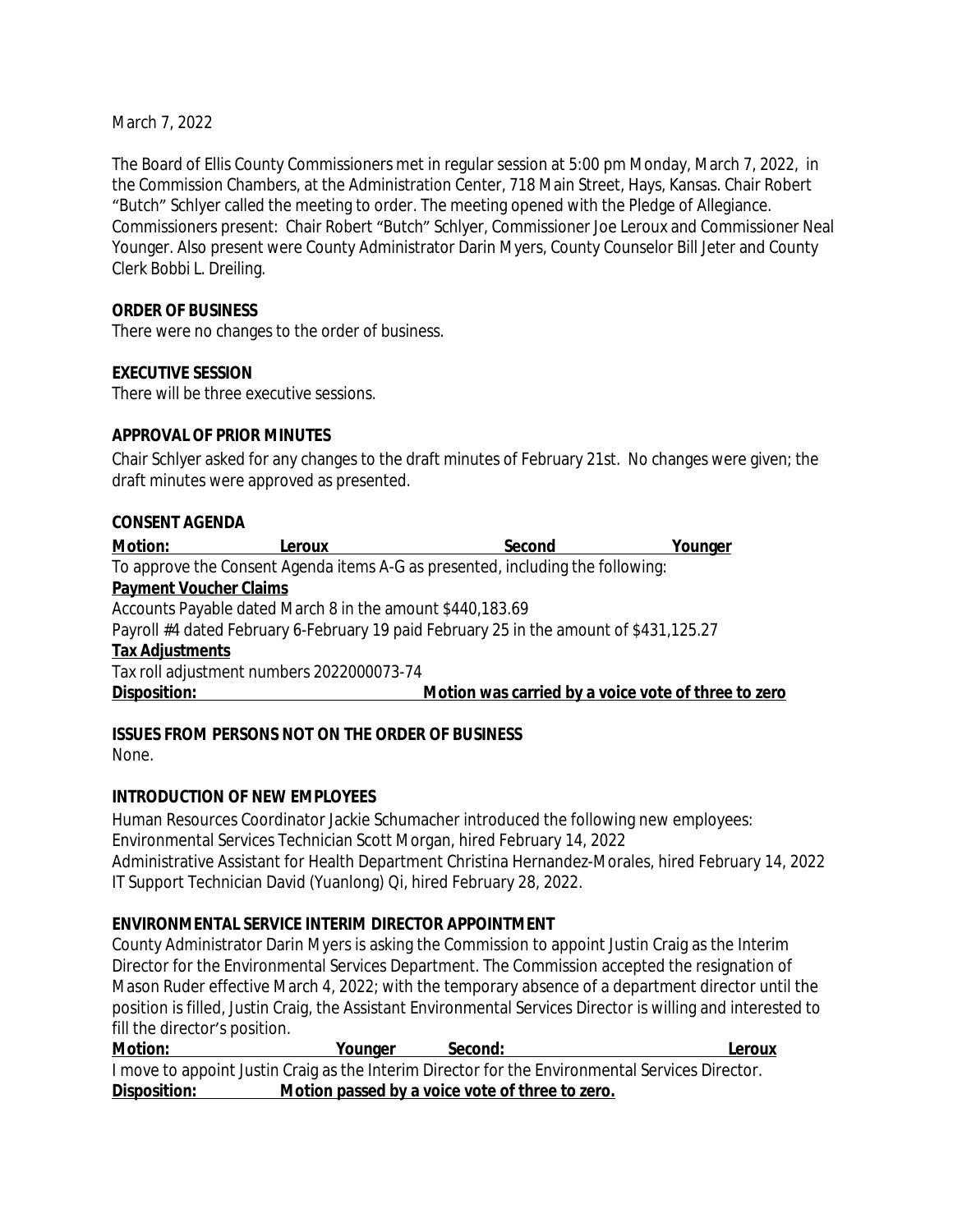March 7, 2022

The Board of Ellis County Commissioners met in regular session at 5:00 pm Monday, March 7, 2022, in the Commission Chambers, at the Administration Center, 718 Main Street, Hays, Kansas. Chair Robert "Butch" Schlyer called the meeting to order. The meeting opened with the Pledge of Allegiance. Commissioners present: Chair Robert "Butch" Schlyer, Commissioner Joe Leroux and Commissioner Neal Younger. Also present were County Administrator Darin Myers, County Counselor Bill Jeter and County Clerk Bobbi L. Dreiling.

**ORDER OF BUSINESS**

There were no changes to the order of business.

**EXECUTIVE SESSION**

There will be three executive sessions.

**APPROVAL OF PRIOR MINUTES**

Chair Schlyer asked for any changes to the draft minutes of February 21st. No changes were given; the draft minutes were approved as presented.

**CONSENT AGENDA**

**Motion: Leroux Second Younger**

To approve the Consent Agenda items A-G as presented, including the following:

**Payment Voucher Claims**

Accounts Payable dated March 8 in the amount $440,183.69

Payroll #4 dated February 6-February 19 paid February 25 in the amount of $431,125.27

**Tax Adjustments**

Tax roll adjustment numbers 2022000073-74

**Disposition: Motion was carried by a voice vote of three to zero**

**ISSUES FROM PERSONS NOT ON THE ORDER OF BUSINESS**

None.

**INTRODUCTION OF NEW EMPLOYEES**

Human Resources Coordinator Jackie Schumacher introduced the following new employees:

Environmental Services Technician Scott Morgan, hired February 14, 2022

Administrative Assistant for Health Department Christina Hernandez-Morales, hired February 14, 2022

IT Support Technician David (Yuanlong) Qi, hired February 28, 2022.

**ENVIRONMENTAL SERVICE INTERIM DIRECTOR APPOINTMENT**

County Administrator Darin Myers is asking the Commission to appoint Justin Craig as the Interim Director for the Environmental Services Department. The Commission accepted the resignation of Mason Ruder effective March 4, 2022; with the temporary absence of a department director until the position is filled, Justin Craig, the Assistant Environmental Services Director is willing and interested to fill the director's position.

**Motion: Younger Second: Leroux**

I move to appoint Justin Craig as the Interim Director for the Environmental Services Director.

**Disposition: Motion passed by a voice vote of three to zero.**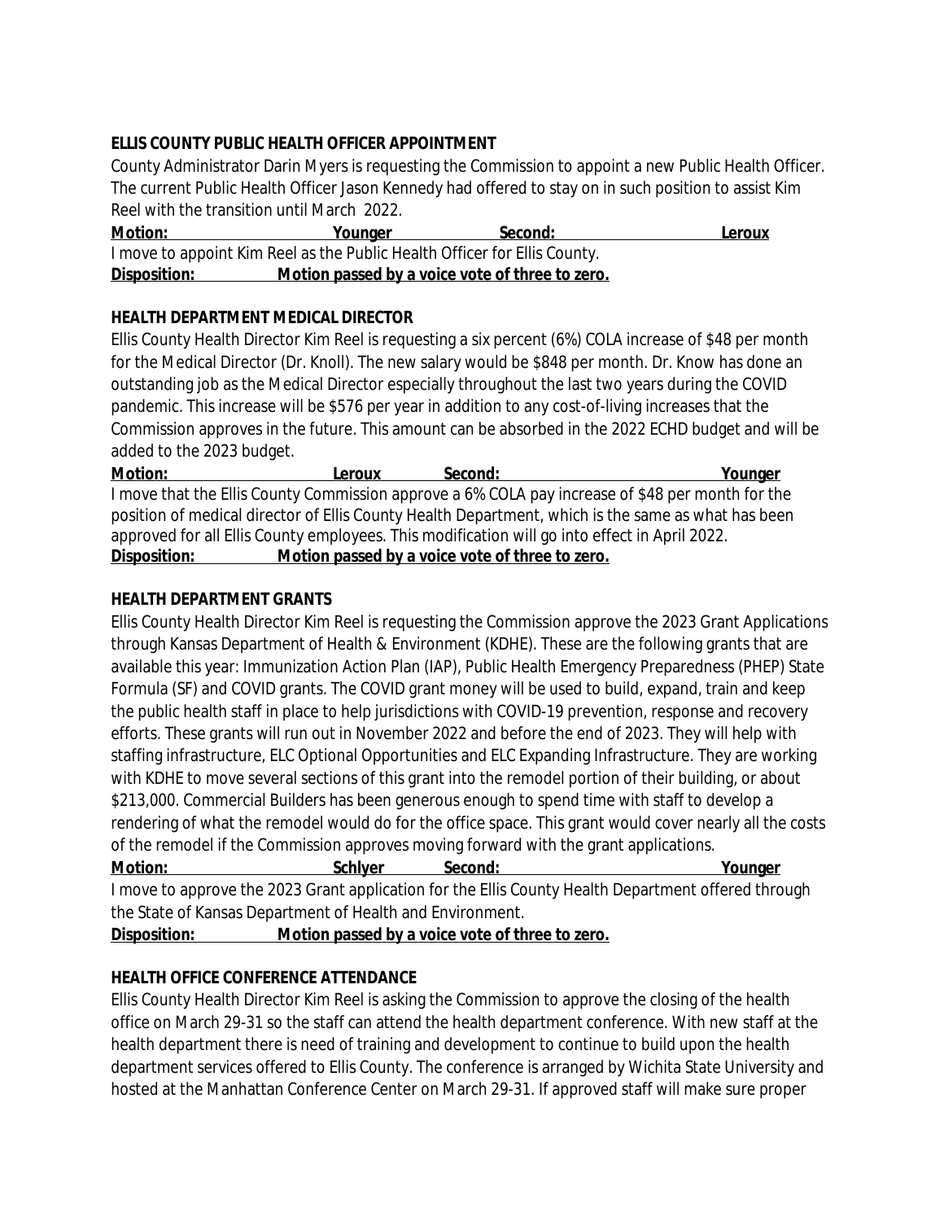**ELLIS COUNTY PUBLIC HEALTH OFFICER APPOINTMENT**

County Administrator Darin Myers is requesting the Commission to appoint a new Public Health Officer. The current Public Health Officer Jason Kennedy had offered to stay on in such position to assist Kim Reel with the transition until March 2022.

**Motion:** Younger **Second:** Leroux

I move to appoint Kim Reel as the Public Health Officer for Ellis County.

**Disposition:** **Motion passed by a voice vote of three to zero.**

**HEALTH DEPARTMENT MEDICAL DIRECTOR**

Ellis County Health Director Kim Reel is requesting a six percent (6%) COLA increase of $48 per month for the Medical Director (Dr. Knoll). The new salary would be $848 per month. Dr. Know has done an outstanding job as the Medical Director especially throughout the last two years during the COVID pandemic. This increase will be $576 per year in addition to any cost-of-living increases that the Commission approves in the future. This amount can be absorbed in the 2022 ECHD budget and will be added to the 2023 budget.

**Motion:** Leroux **Second:** Younger

I move that the Ellis County Commission approve a 6% COLA pay increase of $48 per month for the position of medical director of Ellis County Health Department, which is the same as what has been approved for all Ellis County employees. This modification will go into effect in April 2022.

**Disposition:** **Motion passed by a voice vote of three to zero.**

**HEALTH DEPARTMENT GRANTS**

Ellis County Health Director Kim Reel is requesting the Commission approve the 2023 Grant Applications through Kansas Department of Health & Environment (KDHE). These are the following grants that are available this year: Immunization Action Plan (IAP), Public Health Emergency Preparedness (PHEP) State Formula (SF) and COVID grants. The COVID grant money will be used to build, expand, train and keep the public health staff in place to help jurisdictions with COVID-19 prevention, response and recovery efforts. These grants will run out in November 2022 and before the end of 2023. They will help with staffing infrastructure, ELC Optional Opportunities and ELC Expanding Infrastructure. They are working with KDHE to move several sections of this grant into the remodel portion of their building, or about $213,000. Commercial Builders has been generous enough to spend time with staff to develop a rendering of what the remodel would do for the office space. This grant would cover nearly all the costs of the remodel if the Commission approves moving forward with the grant applications.

**Motion:** Schlyer **Second:** Younger

I move to approve the 2023 Grant application for the Ellis County Health Department offered through the State of Kansas Department of Health and Environment.

**Disposition:** **Motion passed by a voice vote of three to zero.**

**HEALTH OFFICE CONFERENCE ATTENDANCE**

Ellis County Health Director Kim Reel is asking the Commission to approve the closing of the health office on March 29-31 so the staff can attend the health department conference. With new staff at the health department there is need of training and development to continue to build upon the health department services offered to Ellis County. The conference is arranged by Wichita State University and hosted at the Manhattan Conference Center on March 29-31. If approved staff will make sure proper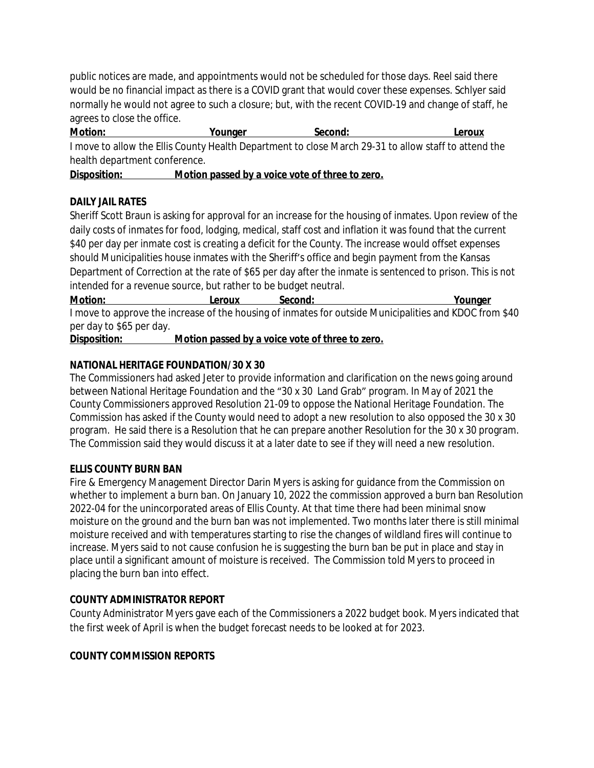public notices are made, and appointments would not be scheduled for those days. Reel said there would be no financial impact as there is a COVID grant that would cover these expenses. Schlyer said normally he would not agree to such a closure; but, with the recent COVID-19 and change of staff, he agrees to close the office.

**Motion: Younger Second: Leroux**

I move to allow the Ellis County Health Department to close March 29-31 to allow staff to attend the health department conference.

**Disposition: Motion passed by a voice vote of three to zero.**

**DAILY JAIL RATES**

Sheriff Scott Braun is asking for approval for an increase for the housing of inmates. Upon review of the daily costs of inmates for food, lodging, medical, staff cost and inflation it was found that the current $40 per day per inmate cost is creating a deficit for the County. The increase would offset expenses should Municipalities house inmates with the Sheriff's office and begin payment from the Kansas Department of Correction at the rate of $65 per day after the inmate is sentenced to prison. This is not intended for a revenue source, but rather to be budget neutral.

**Motion: Leroux Second: Younger**

I move to approve the increase of the housing of inmates for outside Municipalities and KDOC from $40 per day to $65 per day.

**Disposition: Motion passed by a voice vote of three to zero.**

**NATIONAL HERITAGE FOUNDATION/30 X 30**

The Commissioners had asked Jeter to provide information and clarification on the news going around between National Heritage Foundation and the "30 x 30 Land Grab" program. In May of 2021 the County Commissioners approved Resolution 21-09 to oppose the National Heritage Foundation. The Commission has asked if the County would need to adopt a new resolution to also opposed the 30 x 30 program. He said there is a Resolution that he can prepare another Resolution for the 30 x 30 program. The Commission said they would discuss it at a later date to see if they will need a new resolution.

**ELLIS COUNTY BURN BAN**

Fire & Emergency Management Director Darin Myers is asking for guidance from the Commission on whether to implement a burn ban. On January 10, 2022 the commission approved a burn ban Resolution 2022-04 for the unincorporated areas of Ellis County. At that time there had been minimal snow moisture on the ground and the burn ban was not implemented. Two months later there is still minimal moisture received and with temperatures starting to rise the changes of wildland fires will continue to increase. Myers said to not cause confusion he is suggesting the burn ban be put in place and stay in place until a significant amount of moisture is received. The Commission told Myers to proceed in placing the burn ban into effect.

**COUNTY ADMINISTRATOR REPORT**

County Administrator Myers gave each of the Commissioners a 2022 budget book. Myers indicated that the first week of April is when the budget forecast needs to be looked at for 2023.

**COUNTY COMMISSION REPORTS**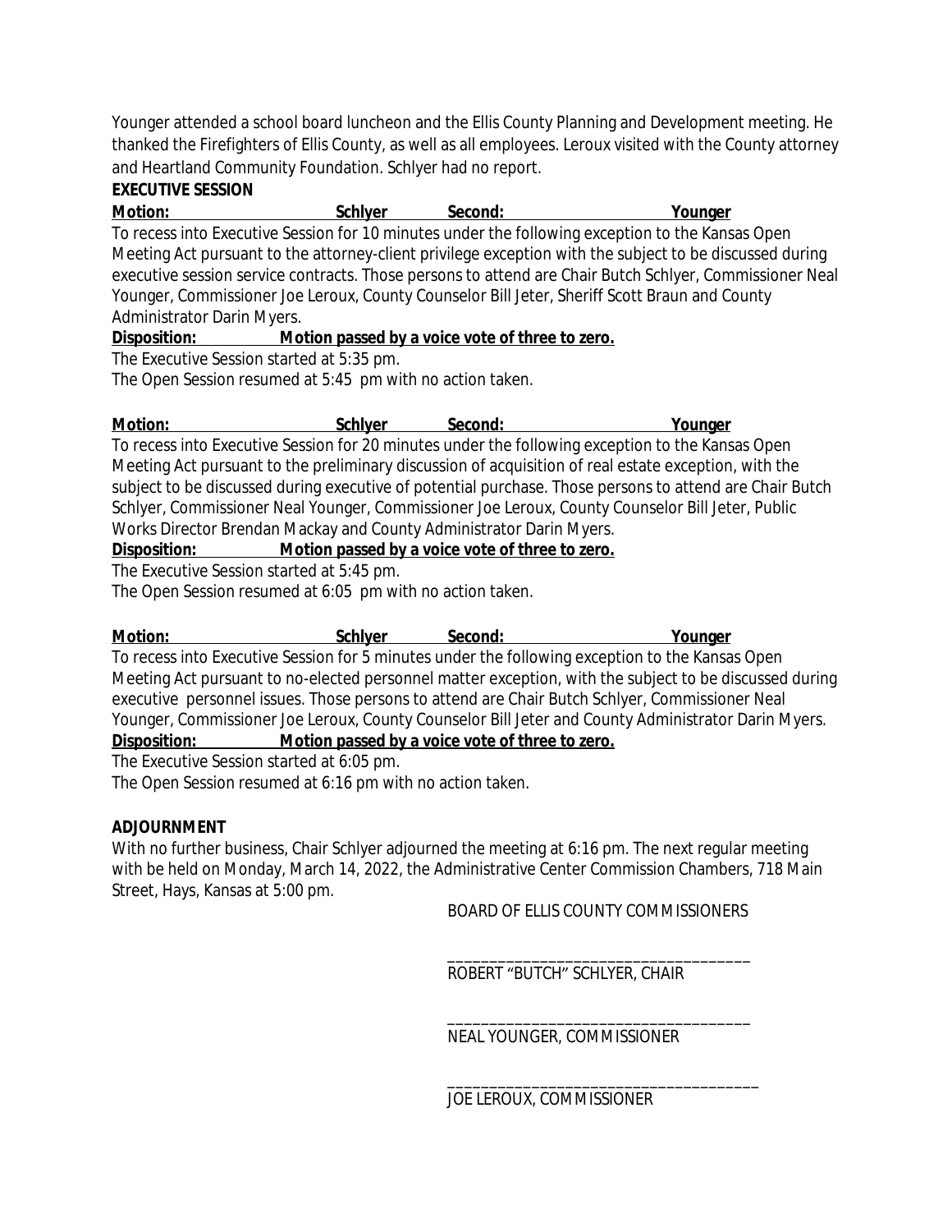Younger attended a school board luncheon and the Ellis County Planning and Development meeting. He thanked the Firefighters of Ellis County, as well as all employees. Leroux visited with the County attorney and Heartland Community Foundation. Schlyer had no report.

**EXECUTIVE SESSION**

**Motion: Schlyer Second: Younger**

To recess into Executive Session for 10 minutes under the following exception to the Kansas Open Meeting Act pursuant to the attorney-client privilege exception with the subject to be discussed during executive session service contracts. Those persons to attend are Chair Butch Schlyer, Commissioner Neal Younger, Commissioner Joe Leroux, County Counselor Bill Jeter, Sheriff Scott Braun and County Administrator Darin Myers.

**Disposition: Motion passed by a voice vote of three to zero.**

The Executive Session started at 5:35 pm.

The Open Session resumed at 5:45 pm with no action taken.

**Motion: Schlyer Second: Younger**

To recess into Executive Session for 20 minutes under the following exception to the Kansas Open Meeting Act pursuant to the preliminary discussion of acquisition of real estate exception, with the subject to be discussed during executive of potential purchase. Those persons to attend are Chair Butch Schlyer, Commissioner Neal Younger, Commissioner Joe Leroux, County Counselor Bill Jeter, Public Works Director Brendan Mackay and County Administrator Darin Myers.

**Disposition: Motion passed by a voice vote of three to zero.**

The Executive Session started at 5:45 pm.

The Open Session resumed at 6:05 pm with no action taken.

**Motion: Schlyer Second: Younger**

To recess into Executive Session for 5 minutes under the following exception to the Kansas Open Meeting Act pursuant to no-elected personnel matter exception, with the subject to be discussed during executive personnel issues. Those persons to attend are Chair Butch Schlyer, Commissioner Neal Younger, Commissioner Joe Leroux, County Counselor Bill Jeter and County Administrator Darin Myers.

**Disposition: Motion passed by a voice vote of three to zero.**

The Executive Session started at 6:05 pm.

The Open Session resumed at 6:16 pm with no action taken.

**ADJOURNMENT**

With no further business, Chair Schlyer adjourned the meeting at 6:16 pm. The next regular meeting with be held on Monday, March 14, 2022, the Administrative Center Commission Chambers, 718 Main Street, Hays, Kansas at 5:00 pm.

BOARD OF ELLIS COUNTY COMMISSIONERS

____________________________________
ROBERT "BUTCH" SCHLYER, CHAIR

____________________________________
NEAL YOUNGER, COMMISSIONER

____________________________________
JOE LEROUX, COMMISSIONER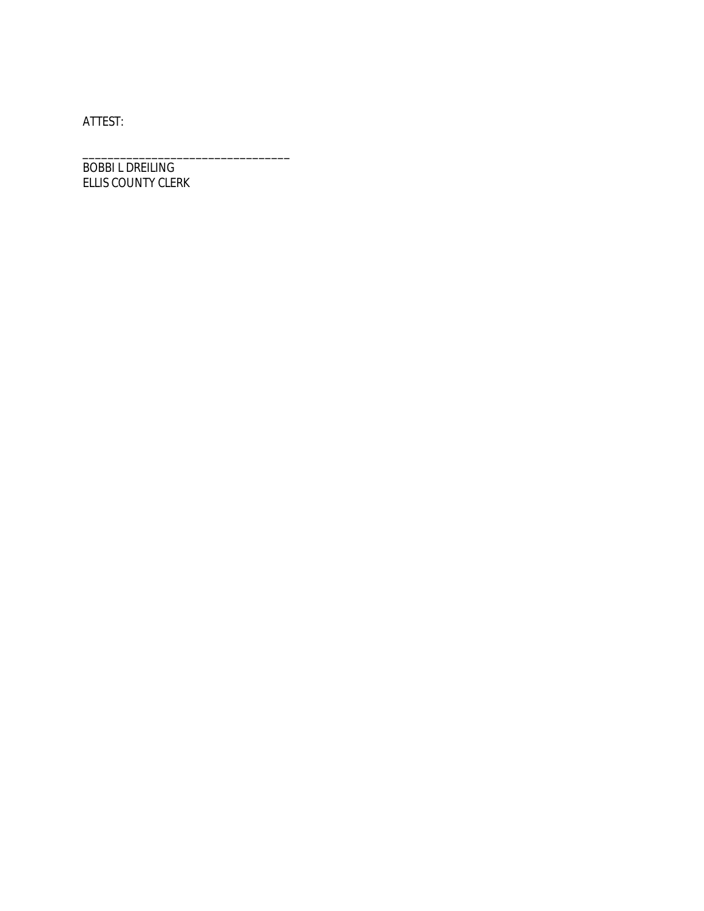ATTEST:

_________________________________
BOBBI L DREILING
ELLIS COUNTY CLERK